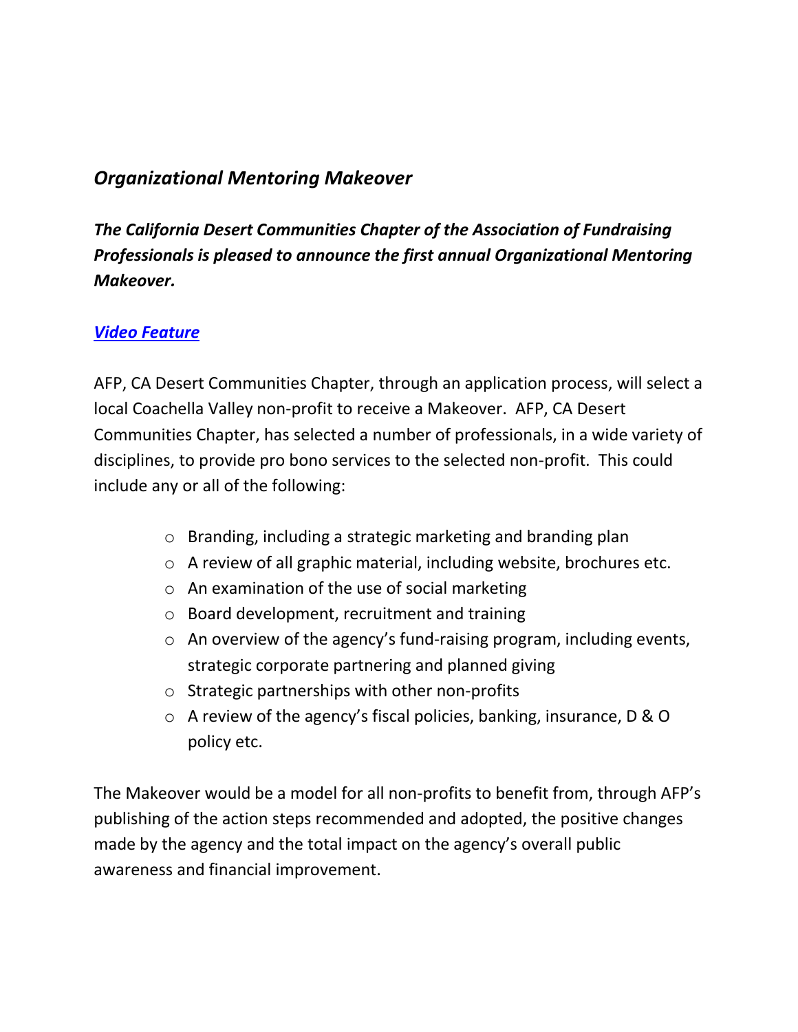## *Organizational Mentoring Makeover*

***The California Desert Communities Chapter of the Association of Fundraising Professionals is pleased to announce the first annual Organizational Mentoring Makeover.***

***Video Feature***

AFP, CA Desert Communities Chapter, through an application process, will select a local Coachella Valley non-profit to receive a Makeover. AFP, CA Desert Communities Chapter, has selected a number of professionals, in a wide variety of disciplines, to provide pro bono services to the selected non-profit. This could include any or all of the following:

- Branding, including a strategic marketing and branding plan
- A review of all graphic material, including website, brochures etc.
- An examination of the use of social marketing
- Board development, recruitment and training
- An overview of the agency's fund-raising program, including events, strategic corporate partnering and planned giving
- Strategic partnerships with other non-profits
- A review of the agency's fiscal policies, banking, insurance, D & O policy etc.

The Makeover would be a model for all non-profits to benefit from, through AFP's publishing of the action steps recommended and adopted, the positive changes made by the agency and the total impact on the agency's overall public awareness and financial improvement.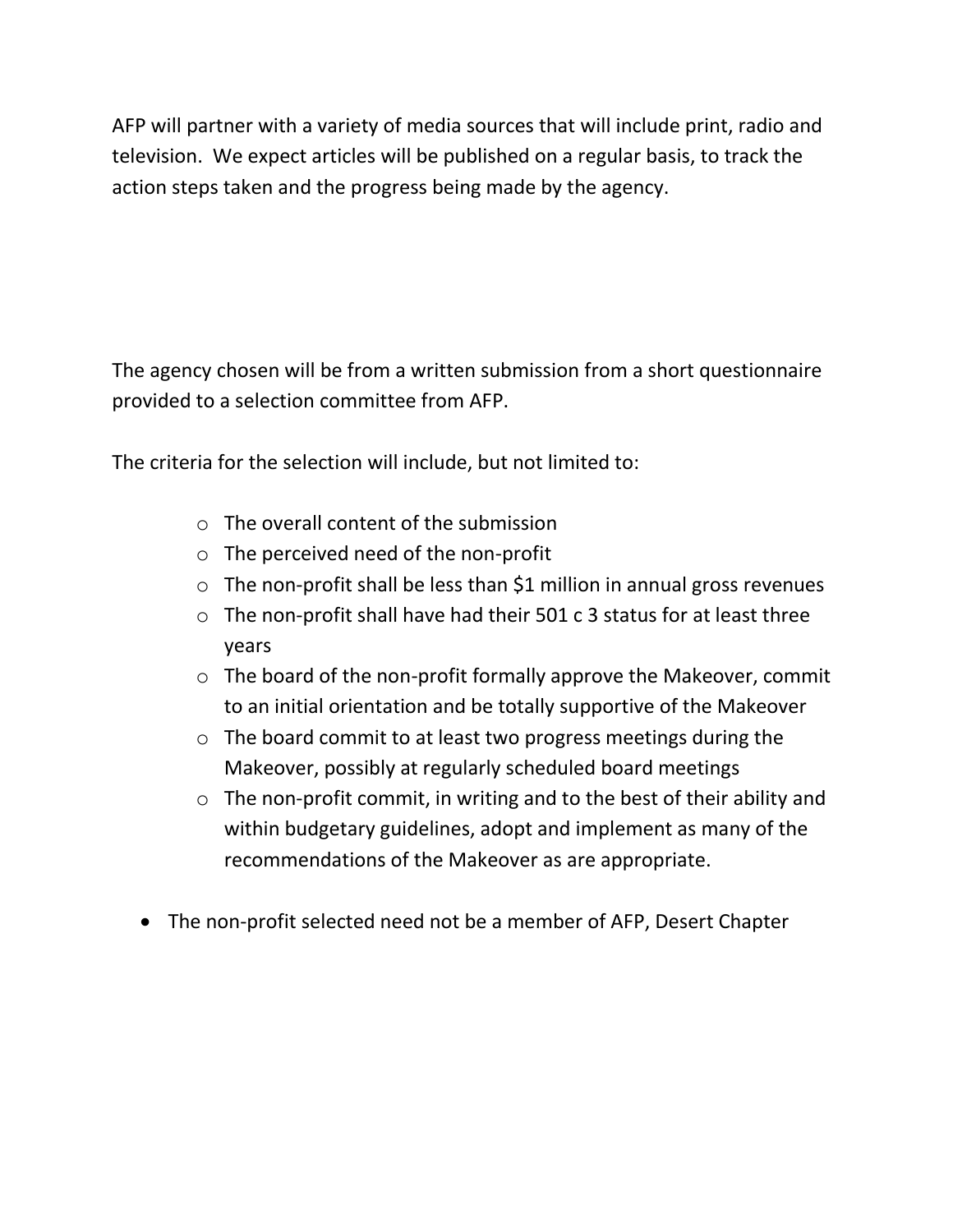AFP will partner with a variety of media sources that will include print, radio and television. We expect articles will be published on a regular basis, to track the action steps taken and the progress being made by the agency.

The agency chosen will be from a written submission from a short questionnaire provided to a selection committee from AFP.

The criteria for the selection will include, but not limited to:

- The overall content of the submission
- The perceived need of the non-profit
- The non-profit shall be less than $1 million in annual gross revenues
- The non-profit shall have had their 501 c 3 status for at least three years
- The board of the non-profit formally approve the Makeover, commit to an initial orientation and be totally supportive of the Makeover
- The board commit to at least two progress meetings during the Makeover, possibly at regularly scheduled board meetings
- The non-profit commit, in writing and to the best of their ability and within budgetary guidelines, adopt and implement as many of the recommendations of the Makeover as are appropriate.

- The non-profit selected need not be a member of AFP, Desert Chapter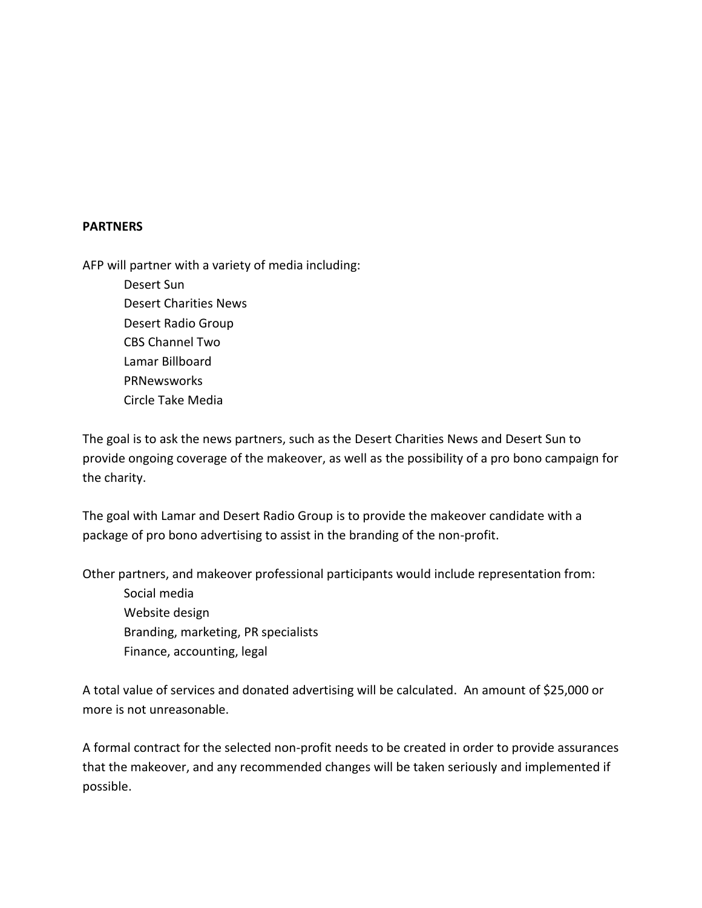**PARTNERS**

AFP will partner with a variety of media including:

- Desert Sun
- Desert Charities News
- Desert Radio Group
- CBS Channel Two
- Lamar Billboard
- PRNewsworks
- Circle Take Media

The goal is to ask the news partners, such as the Desert Charities News and Desert Sun to provide ongoing coverage of the makeover, as well as the possibility of a pro bono campaign for the charity.

The goal with Lamar and Desert Radio Group is to provide the makeover candidate with a package of pro bono advertising to assist in the branding of the non-profit.

Other partners, and makeover professional participants would include representation from:

- Social media
- Website design
- Branding, marketing, PR specialists
- Finance, accounting, legal

A total value of services and donated advertising will be calculated. An amount of $25,000 or more is not unreasonable.

A formal contract for the selected non-profit needs to be created in order to provide assurances that the makeover, and any recommended changes will be taken seriously and implemented if possible.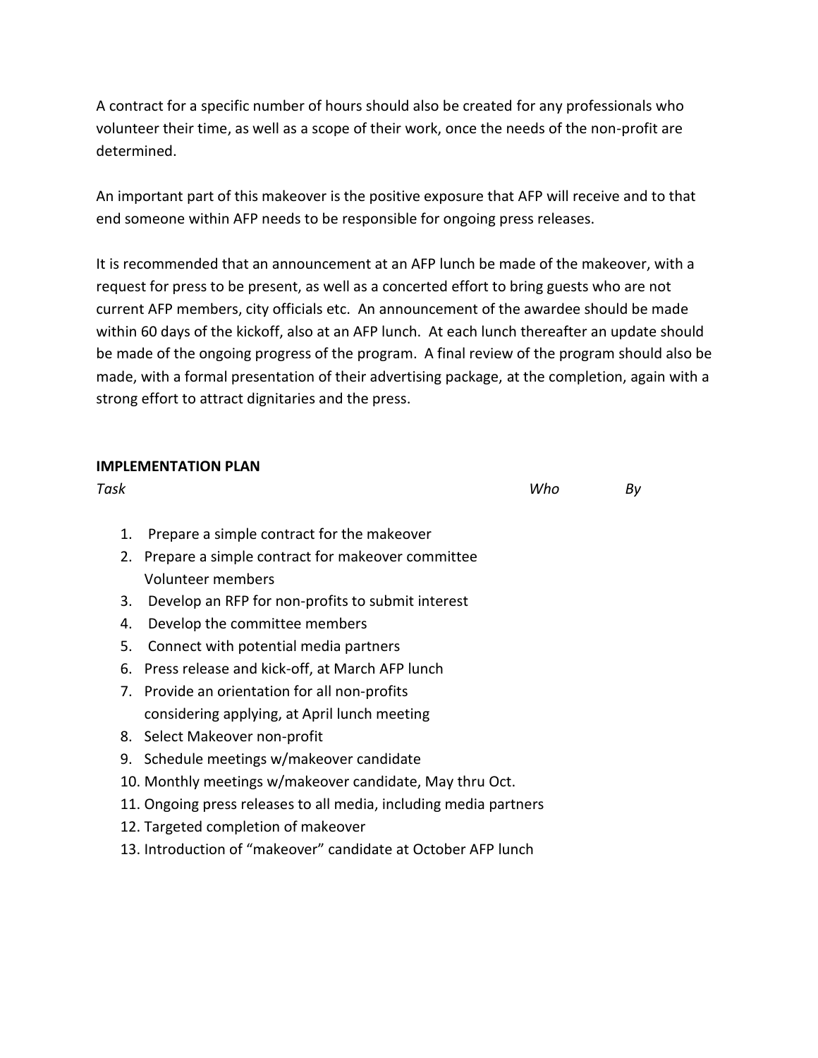A contract for a specific number of hours should also be created for any professionals who volunteer their time, as well as a scope of their work, once the needs of the non-profit are determined.

An important part of this makeover is the positive exposure that AFP will receive and to that end someone within AFP needs to be responsible for ongoing press releases.

It is recommended that an announcement at an AFP lunch be made of the makeover, with a request for press to be present, as well as a concerted effort to bring guests who are not current AFP members, city officials etc. An announcement of the awardee should be made within 60 days of the kickoff, also at an AFP lunch. At each lunch thereafter an update should be made of the ongoing progress of the program. A final review of the program should also be made, with a formal presentation of their advertising package, at the completion, again with a strong effort to attract dignitaries and the press.

**IMPLEMENTATION PLAN**

| *Task* | *Who* | *By* |
|---|---|---|
| 1. Prepare a simple contract for the makeover | | |
| 2. Prepare a simple contract for makeover committee Volunteer members | | |
| 3. Develop an RFP for non-profits to submit interest | | |
| 4. Develop the committee members | | |
| 5. Connect with potential media partners | | |
| 6. Press release and kick-off, at March AFP lunch | | |
| 7. Provide an orientation for all non-profits considering applying, at April lunch meeting | | |
| 8. Select Makeover non-profit | | |
| 9. Schedule meetings w/makeover candidate | | |
| 10. Monthly meetings w/makeover candidate, May thru Oct. | | |
| 11. Ongoing press releases to all media, including media partners | | |
| 12. Targeted completion of makeover | | |
| 13. Introduction of "makeover" candidate at October AFP lunch | | |